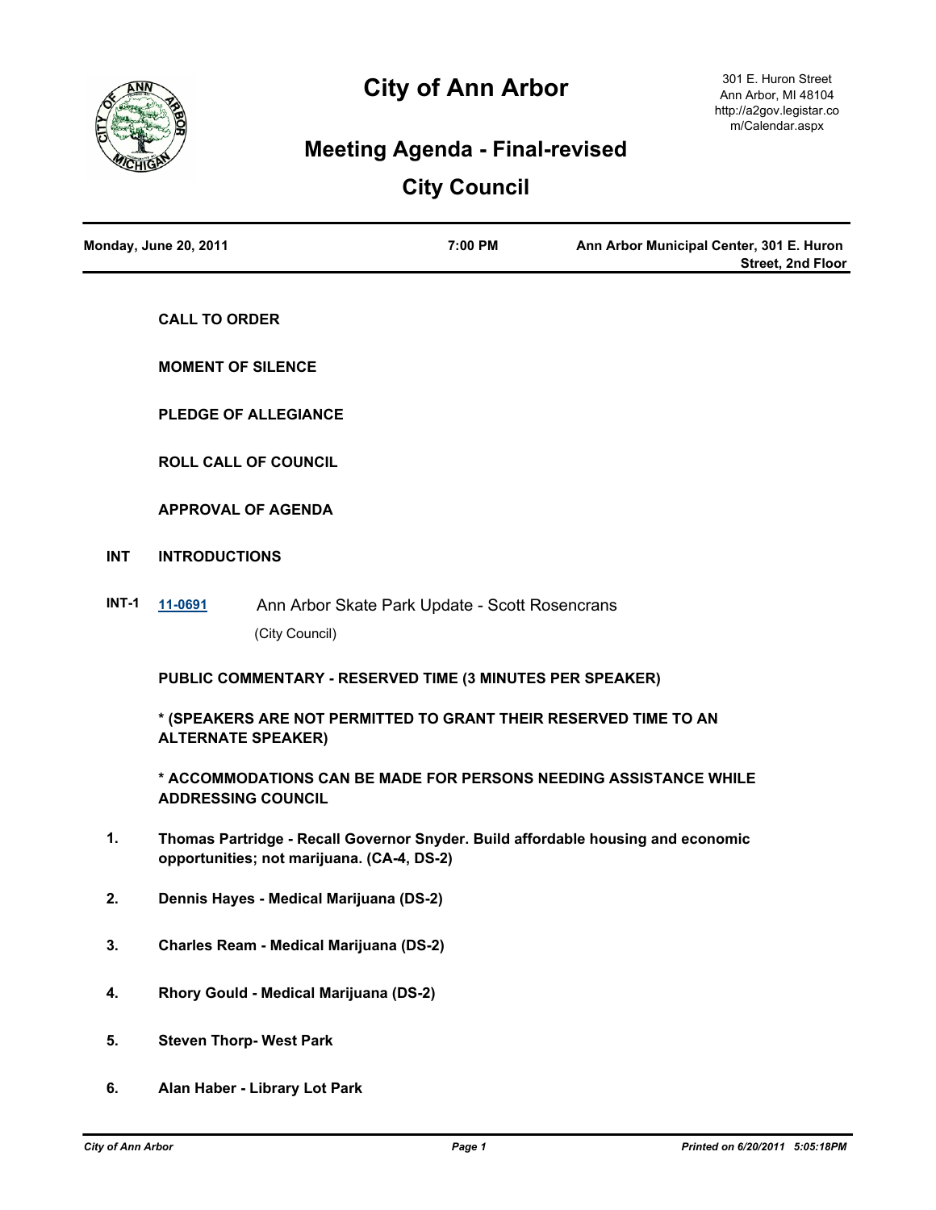# City of Ann Arbor

301 E. Huron Street
Ann Arbor, MI 48104
http://a2gov.legistar.com/Calendar.aspx

## Meeting Agenda - Final-revised

## City Council

**Monday, June 20, 2011** | **7:00 PM** | **Ann Arbor Municipal Center, 301 E. Huron Street, 2nd Floor**

**CALL TO ORDER**

**MOMENT OF SILENCE**

**PLEDGE OF ALLEGIANCE**

**ROLL CALL OF COUNCIL**

**APPROVAL OF AGENDA**

**INT INTRODUCTIONS**

**INT-1** [11-0691] Ann Arbor Skate Park Update - Scott Rosencrans
(City Council)

**PUBLIC COMMENTARY - RESERVED TIME (3 MINUTES PER SPEAKER)**

**\* (SPEAKERS ARE NOT PERMITTED TO GRANT THEIR RESERVED TIME TO AN ALTERNATE SPEAKER)**

**\* ACCOMMODATIONS CAN BE MADE FOR PERSONS NEEDING ASSISTANCE WHILE ADDRESSING COUNCIL**

1. **Thomas Partridge - Recall Governor Snyder. Build affordable housing and economic opportunities; not marijuana. (CA-4, DS-2)**
2. **Dennis Hayes - Medical Marijuana (DS-2)**
3. **Charles Ream - Medical Marijuana (DS-2)**
4. **Rhory Gould - Medical Marijuana (DS-2)**
5. **Steven Thorp- West Park**
6. **Alan Haber - Library Lot Park**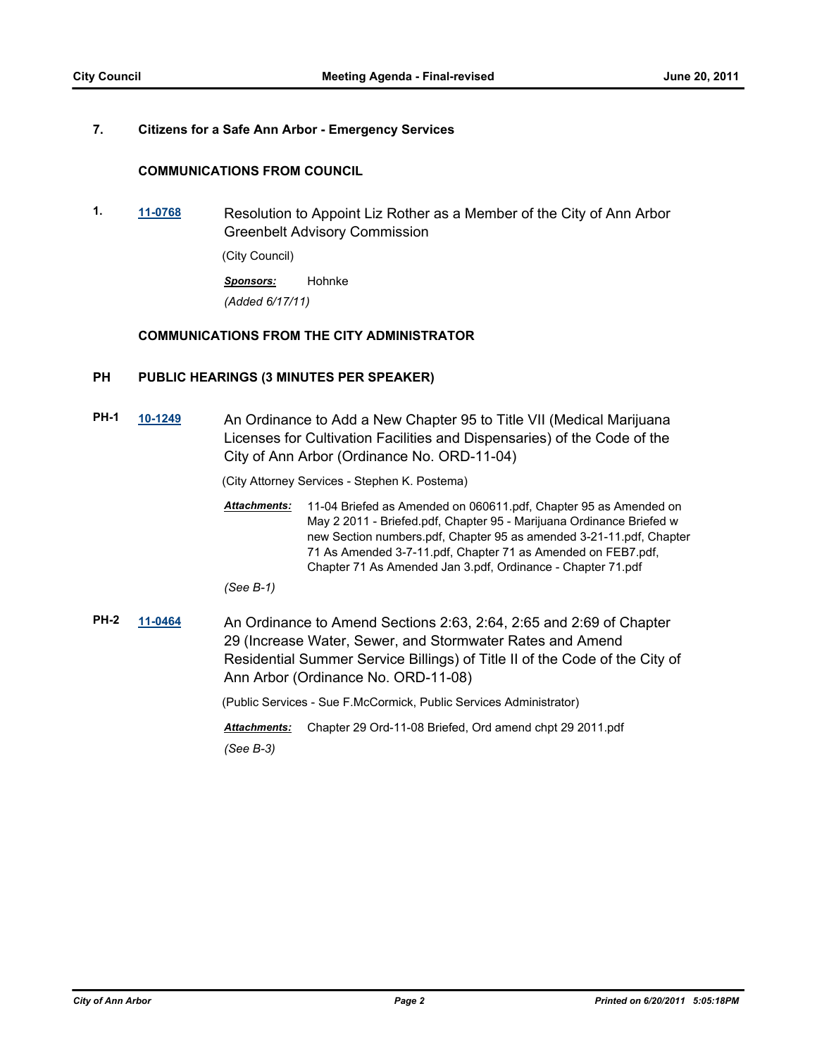**7. Citizens for a Safe Ann Arbor - Emergency Services**

## COMMUNICATIONS FROM COUNCIL

**1.** [11-0768](11-0768) Resolution to Appoint Liz Rother as a Member of the City of Ann Arbor Greenbelt Advisory Commission

(City Council)

***Sponsors:*** Hohnke

*(Added 6/17/11)*

## COMMUNICATIONS FROM THE CITY ADMINISTRATOR

## PH PUBLIC HEARINGS (3 MINUTES PER SPEAKER)

**PH-1** [10-1249](10-1249) An Ordinance to Add a New Chapter 95 to Title VII (Medical Marijuana Licenses for Cultivation Facilities and Dispensaries) of the Code of the City of Ann Arbor (Ordinance No. ORD-11-04)

(City Attorney Services - Stephen K. Postema)

***Attachments:*** 11-04 Briefed as Amended on 060611.pdf, Chapter 95 as Amended on May 2 2011 - Briefed.pdf, Chapter 95 - Marijuana Ordinance Briefed w new Section numbers.pdf, Chapter 95 as amended 3-21-11.pdf, Chapter 71 As Amended 3-7-11.pdf, Chapter 71 as Amended on FEB7.pdf, Chapter 71 As Amended Jan 3.pdf, Ordinance - Chapter 71.pdf

*(See B-1)*

**PH-2** [11-0464](11-0464) An Ordinance to Amend Sections 2:63, 2:64, 2:65 and 2:69 of Chapter 29 (Increase Water, Sewer, and Stormwater Rates and Amend Residential Summer Service Billings) of Title II of the Code of the City of Ann Arbor (Ordinance No. ORD-11-08)

(Public Services - Sue F.McCormick, Public Services Administrator)

***Attachments:*** Chapter 29 Ord-11-08 Briefed, Ord amend chpt 29 2011.pdf

*(See B-3)*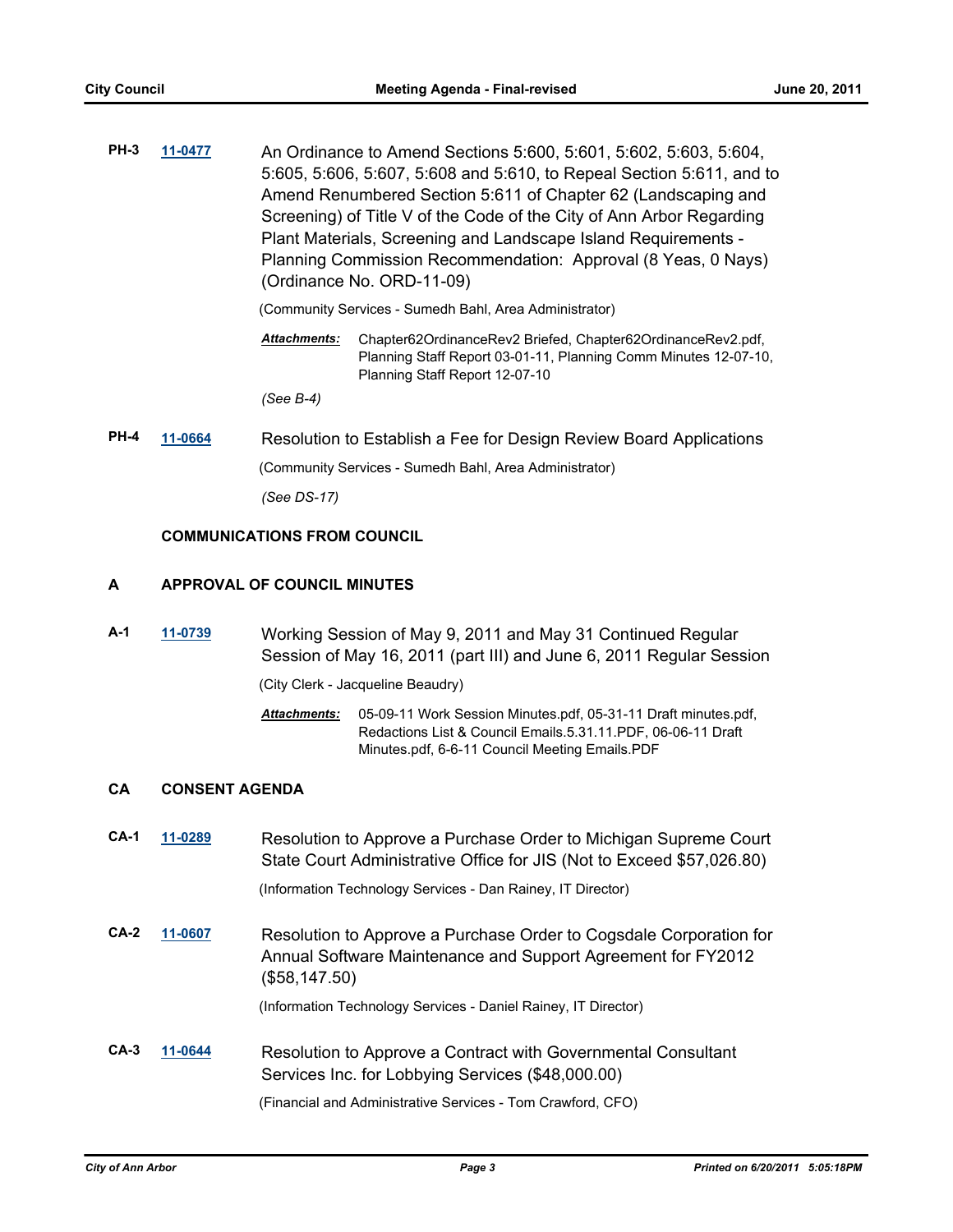**PH-3** **11-0477** An Ordinance to Amend Sections 5:600, 5:601, 5:602, 5:603, 5:604, 5:605, 5:606, 5:607, 5:608 and 5:610, to Repeal Section 5:611, and to Amend Renumbered Section 5:611 of Chapter 62 (Landscaping and Screening) of Title V of the Code of the City of Ann Arbor Regarding Plant Materials, Screening and Landscape Island Requirements - Planning Commission Recommendation: Approval (8 Yeas, 0 Nays) (Ordinance No. ORD-11-09)

(Community Services - Sumedh Bahl, Area Administrator)

***Attachments:*** Chapter62OrdinanceRev2 Briefed, Chapter62OrdinanceRev2.pdf, Planning Staff Report 03-01-11, Planning Comm Minutes 12-07-10, Planning Staff Report 12-07-10

*(See B-4)*

**PH-4** **11-0664** Resolution to Establish a Fee for Design Review Board Applications

(Community Services - Sumedh Bahl, Area Administrator)

*(See DS-17)*

**COMMUNICATIONS FROM COUNCIL**

## A APPROVAL OF COUNCIL MINUTES

**A-1** **11-0739** Working Session of May 9, 2011 and May 31 Continued Regular Session of May 16, 2011 (part III) and June 6, 2011 Regular Session

(City Clerk - Jacqueline Beaudry)

***Attachments:*** 05-09-11 Work Session Minutes.pdf, 05-31-11 Draft minutes.pdf, Redactions List & Council Emails.5.31.11.PDF, 06-06-11 Draft Minutes.pdf, 6-6-11 Council Meeting Emails.PDF

## CA CONSENT AGENDA

**CA-1** **11-0289** Resolution to Approve a Purchase Order to Michigan Supreme Court State Court Administrative Office for JIS (Not to Exceed $57,026.80)

(Information Technology Services - Dan Rainey, IT Director)

**CA-2** **11-0607** Resolution to Approve a Purchase Order to Cogsdale Corporation for Annual Software Maintenance and Support Agreement for FY2012 ($58,147.50)

(Information Technology Services - Daniel Rainey, IT Director)

**CA-3** **11-0644** Resolution to Approve a Contract with Governmental Consultant Services Inc. for Lobbying Services ($48,000.00)

(Financial and Administrative Services - Tom Crawford, CFO)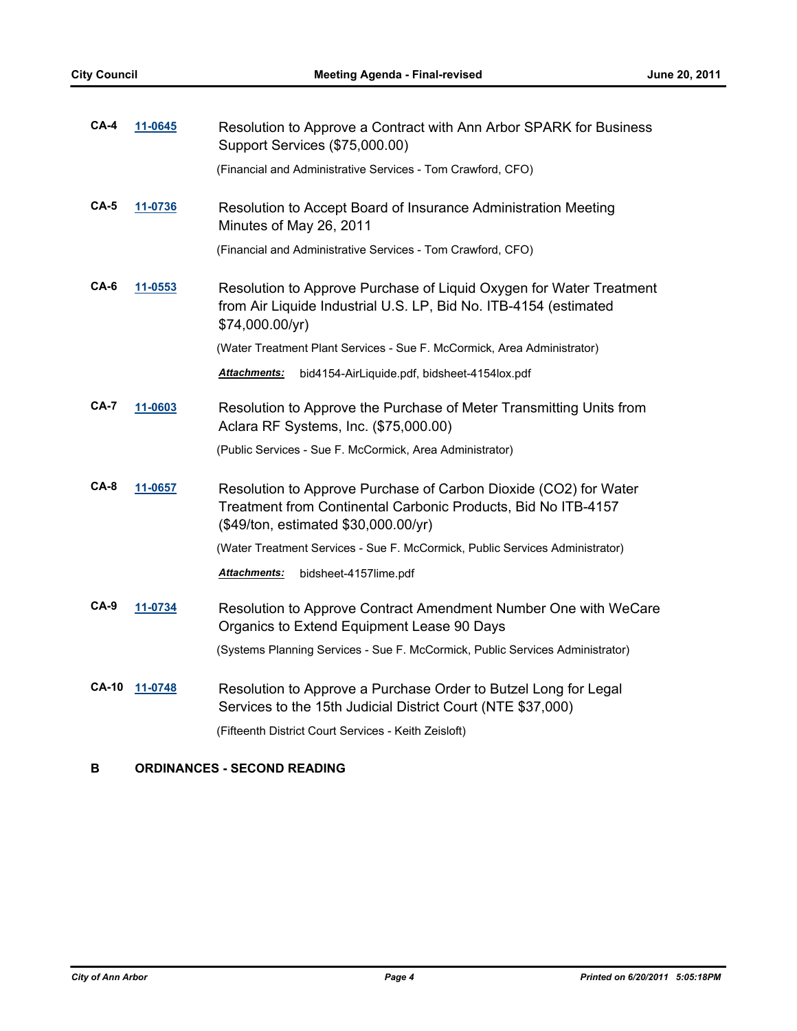**CA-4** **11-0645** Resolution to Approve a Contract with Ann Arbor SPARK for Business Support Services ($75,000.00)

(Financial and Administrative Services - Tom Crawford, CFO)

**CA-5** **11-0736** Resolution to Accept Board of Insurance Administration Meeting Minutes of May 26, 2011

(Financial and Administrative Services - Tom Crawford, CFO)

**CA-6** **11-0553** Resolution to Approve Purchase of Liquid Oxygen for Water Treatment from Air Liquide Industrial U.S. LP, Bid No. ITB-4154 (estimated $74,000.00/yr)

(Water Treatment Plant Services - Sue F. McCormick, Area Administrator)

***Attachments:*** bid4154-AirLiquide.pdf, bidsheet-4154lox.pdf

**CA-7** **11-0603** Resolution to Approve the Purchase of Meter Transmitting Units from Aclara RF Systems, Inc. ($75,000.00)

(Public Services - Sue F. McCormick, Area Administrator)

**CA-8** **11-0657** Resolution to Approve Purchase of Carbon Dioxide ($CO_2$) for Water Treatment from Continental Carbonic Products, Bid No ITB-4157 ($49/ton, estimated $30,000.00/yr)

(Water Treatment Services - Sue F. McCormick, Public Services Administrator)

***Attachments:*** bidsheet-4157lime.pdf

**CA-9** **11-0734** Resolution to Approve Contract Amendment Number One with WeCare Organics to Extend Equipment Lease 90 Days

(Systems Planning Services - Sue F. McCormick, Public Services Administrator)

**CA-10** **11-0748** Resolution to Approve a Purchase Order to Butzel Long for Legal Services to the 15th Judicial District Court (NTE $37,000)

(Fifteenth District Court Services - Keith Zeisloft)

## B ORDINANCES - SECOND READING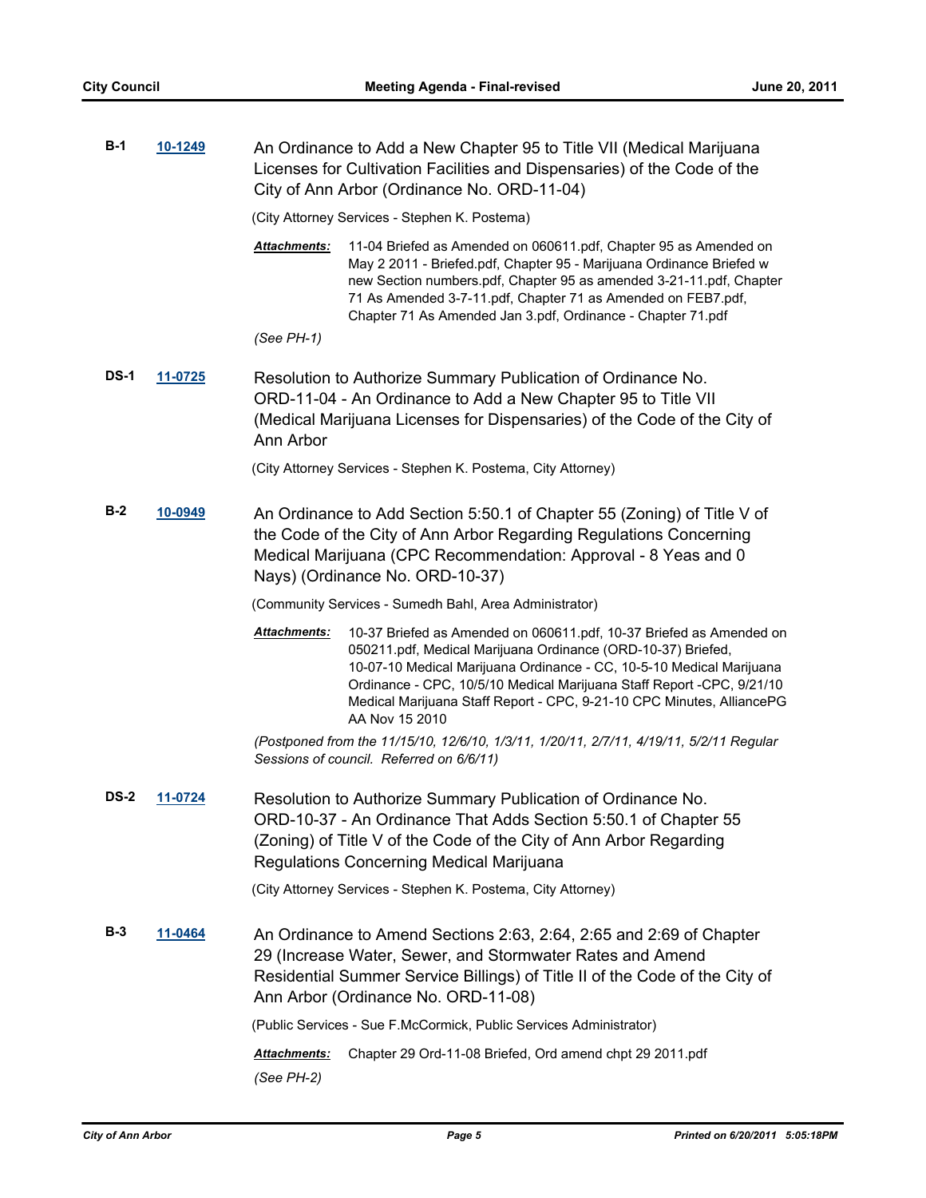**B-1** **10-1249** An Ordinance to Add a New Chapter 95 to Title VII (Medical Marijuana Licenses for Cultivation Facilities and Dispensaries) of the Code of the City of Ann Arbor (Ordinance No. ORD-11-04)

(City Attorney Services - Stephen K. Postema)

***Attachments:*** 11-04 Briefed as Amended on 060611.pdf, Chapter 95 as Amended on May 2 2011 - Briefed.pdf, Chapter 95 - Marijuana Ordinance Briefed w new Section numbers.pdf, Chapter 95 as amended 3-21-11.pdf, Chapter 71 As Amended 3-7-11.pdf, Chapter 71 as Amended on FEB7.pdf, Chapter 71 As Amended Jan 3.pdf, Ordinance - Chapter 71.pdf

*(See PH-1)*

**DS-1** **11-0725** Resolution to Authorize Summary Publication of Ordinance No. ORD-11-04 - An Ordinance to Add a New Chapter 95 to Title VII (Medical Marijuana Licenses for Dispensaries) of the Code of the City of Ann Arbor

(City Attorney Services - Stephen K. Postema, City Attorney)

**B-2** **10-0949** An Ordinance to Add Section 5:50.1 of Chapter 55 (Zoning) of Title V of the Code of the City of Ann Arbor Regarding Regulations Concerning Medical Marijuana (CPC Recommendation: Approval - 8 Yeas and 0 Nays) (Ordinance No. ORD-10-37)

(Community Services - Sumedh Bahl, Area Administrator)

***Attachments:*** 10-37 Briefed as Amended on 060611.pdf, 10-37 Briefed as Amended on 050211.pdf, Medical Marijuana Ordinance (ORD-10-37) Briefed, 10-07-10 Medical Marijuana Ordinance - CC, 10-5-10 Medical Marijuana Ordinance - CPC, 10/5/10 Medical Marijuana Staff Report -CPC, 9/21/10 Medical Marijuana Staff Report - CPC, 9-21-10 CPC Minutes, AlliancePG AA Nov 15 2010

*(Postponed from the 11/15/10, 12/6/10, 1/3/11, 1/20/11, 2/7/11, 4/19/11, 5/2/11 Regular Sessions of council. Referred on 6/6/11)*

**DS-2** **11-0724** Resolution to Authorize Summary Publication of Ordinance No. ORD-10-37 - An Ordinance That Adds Section 5:50.1 of Chapter 55 (Zoning) of Title V of the Code of the City of Ann Arbor Regarding Regulations Concerning Medical Marijuana

(City Attorney Services - Stephen K. Postema, City Attorney)

**B-3** **11-0464** An Ordinance to Amend Sections 2:63, 2:64, 2:65 and 2:69 of Chapter 29 (Increase Water, Sewer, and Stormwater Rates and Amend Residential Summer Service Billings) of Title II of the Code of the City of Ann Arbor (Ordinance No. ORD-11-08)

(Public Services - Sue F.McCormick, Public Services Administrator)

***Attachments:*** Chapter 29 Ord-11-08 Briefed, Ord amend chpt 29 2011.pdf

*(See PH-2)*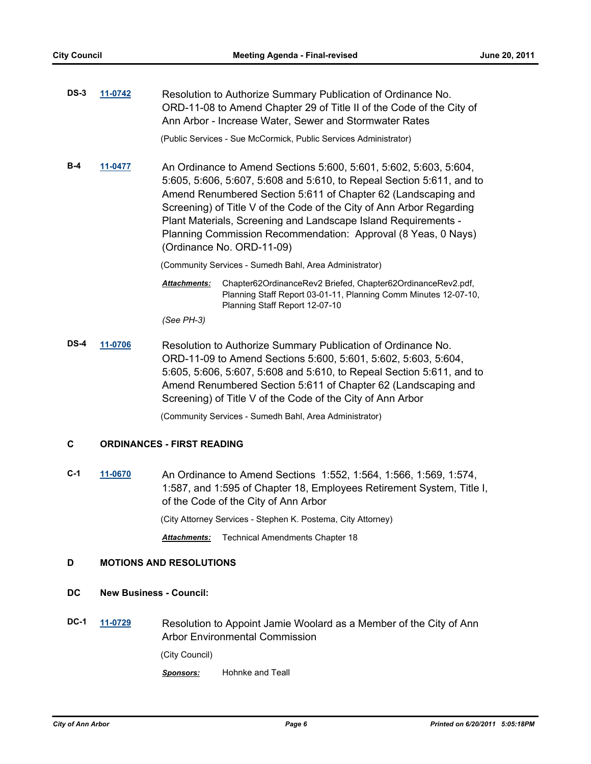**DS-3** **11-0742** Resolution to Authorize Summary Publication of Ordinance No. ORD-11-08 to Amend Chapter 29 of Title II of the Code of the City of Ann Arbor - Increase Water, Sewer and Stormwater Rates

(Public Services - Sue McCormick, Public Services Administrator)

**B-4** **11-0477** An Ordinance to Amend Sections 5:600, 5:601, 5:602, 5:603, 5:604, 5:605, 5:606, 5:607, 5:608 and 5:610, to Repeal Section 5:611, and to Amend Renumbered Section 5:611 of Chapter 62 (Landscaping and Screening) of Title V of the Code of the City of Ann Arbor Regarding Plant Materials, Screening and Landscape Island Requirements - Planning Commission Recommendation: Approval (8 Yeas, 0 Nays) (Ordinance No. ORD-11-09)

(Community Services - Sumedh Bahl, Area Administrator)

***Attachments:*** Chapter62OrdinanceRev2 Briefed, Chapter62OrdinanceRev2.pdf, Planning Staff Report 03-01-11, Planning Comm Minutes 12-07-10, Planning Staff Report 12-07-10

*(See PH-3)*

**DS-4** **11-0706** Resolution to Authorize Summary Publication of Ordinance No. ORD-11-09 to Amend Sections 5:600, 5:601, 5:602, 5:603, 5:604, 5:605, 5:606, 5:607, 5:608 and 5:610, to Repeal Section 5:611, and to Amend Renumbered Section 5:611 of Chapter 62 (Landscaping and Screening) of Title V of the Code of the City of Ann Arbor

(Community Services - Sumedh Bahl, Area Administrator)

## C ORDINANCES - FIRST READING

**C-1** **11-0670** An Ordinance to Amend Sections 1:552, 1:564, 1:566, 1:569, 1:574, 1:587, and 1:595 of Chapter 18, Employees Retirement System, Title I, of the Code of the City of Ann Arbor

(City Attorney Services - Stephen K. Postema, City Attorney)

***Attachments:*** Technical Amendments Chapter 18

## D MOTIONS AND RESOLUTIONS

### DC New Business - Council:

**DC-1** **11-0729** Resolution to Appoint Jamie Woolard as a Member of the City of Ann Arbor Environmental Commission

(City Council)

***Sponsors:*** Hohnke and Teall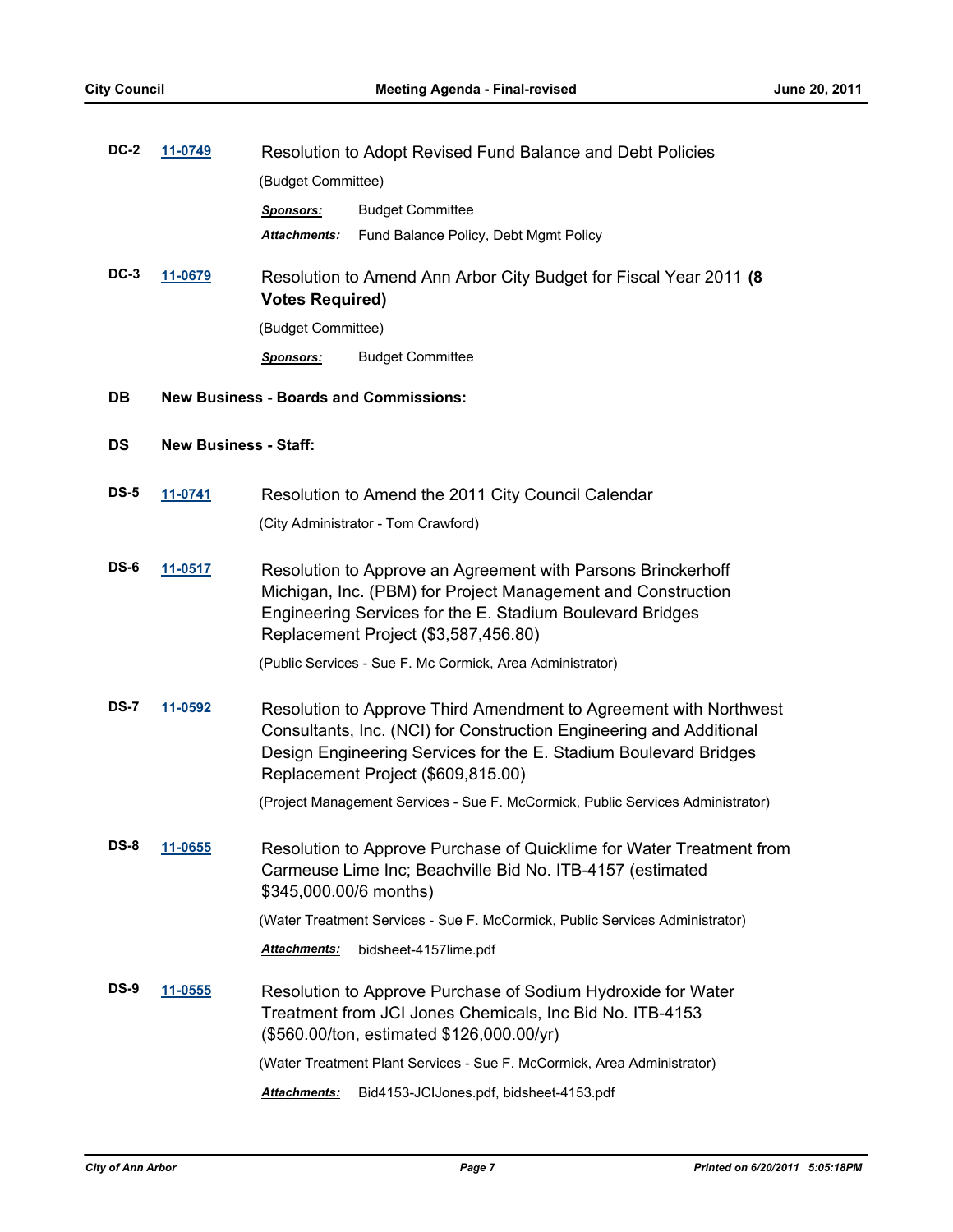**DC-2** **11-0749** Resolution to Adopt Revised Fund Balance and Debt Policies

(Budget Committee)

***Sponsors:*** Budget Committee

***Attachments:*** Fund Balance Policy, Debt Mgmt Policy

**DC-3** **11-0679** Resolution to Amend Ann Arbor City Budget for Fiscal Year 2011 **(8 Votes Required)**

(Budget Committee)

***Sponsors:*** Budget Committee

## DB New Business - Boards and Commissions:

## DS New Business - Staff:

**DS-5** **11-0741** Resolution to Amend the 2011 City Council Calendar

(City Administrator - Tom Crawford)

**DS-6** **11-0517** Resolution to Approve an Agreement with Parsons Brinckerhoff Michigan, Inc. (PBM) for Project Management and Construction Engineering Services for the E. Stadium Boulevard Bridges Replacement Project ($3,587,456.80)

(Public Services - Sue F. Mc Cormick, Area Administrator)

**DS-7** **11-0592** Resolution to Approve Third Amendment to Agreement with Northwest Consultants, Inc. (NCI) for Construction Engineering and Additional Design Engineering Services for the E. Stadium Boulevard Bridges Replacement Project ($609,815.00)

(Project Management Services - Sue F. McCormick, Public Services Administrator)

**DS-8** **11-0655** Resolution to Approve Purchase of Quicklime for Water Treatment from Carmeuse Lime Inc; Beachville Bid No. ITB-4157 (estimated $345,000.00/6 months)

(Water Treatment Services - Sue F. McCormick, Public Services Administrator)

***Attachments:*** bidsheet-4157lime.pdf

**DS-9** **11-0555** Resolution to Approve Purchase of Sodium Hydroxide for Water Treatment from JCI Jones Chemicals, Inc Bid No. ITB-4153 ($560.00/ton, estimated $126,000.00/yr)

(Water Treatment Plant Services - Sue F. McCormick, Area Administrator)

***Attachments:*** Bid4153-JCIJones.pdf, bidsheet-4153.pdf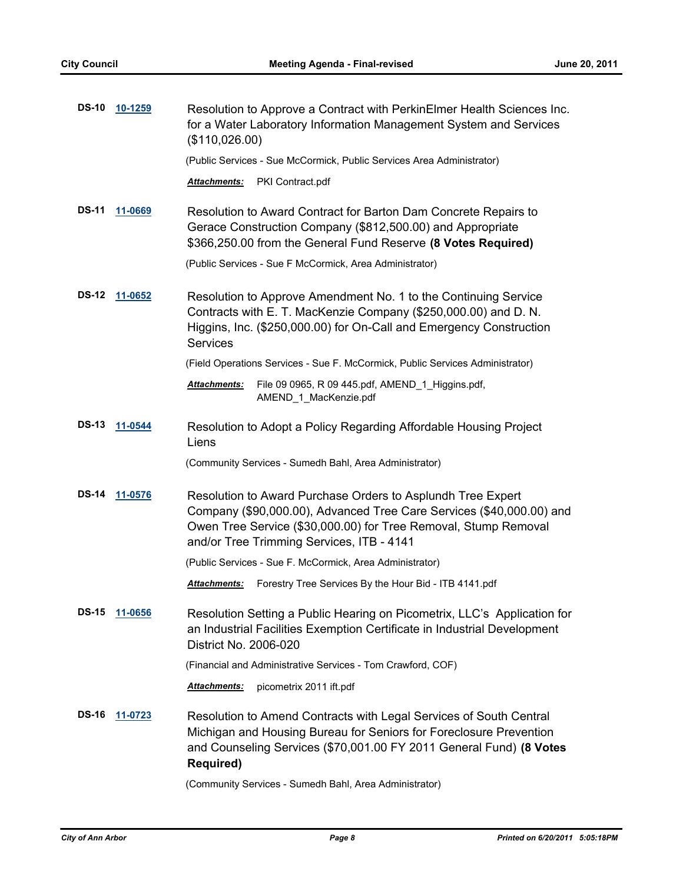**DS-10** **10-1259**

Resolution to Approve a Contract with PerkinElmer Health Sciences Inc. for a Water Laboratory Information Management System and Services ($110,026.00)

(Public Services - Sue McCormick, Public Services Area Administrator)

***Attachments:*** PKI Contract.pdf

**DS-11** **11-0669**

Resolution to Award Contract for Barton Dam Concrete Repairs to Gerace Construction Company ($812,500.00) and Appropriate $366,250.00 from the General Fund Reserve **(8 Votes Required)**

(Public Services - Sue F McCormick, Area Administrator)

**DS-12** **11-0652**

Resolution to Approve Amendment No. 1 to the Continuing Service Contracts with E. T. MacKenzie Company ($250,000.00) and D. N. Higgins, Inc. ($250,000.00) for On-Call and Emergency Construction Services

(Field Operations Services - Sue F. McCormick, Public Services Administrator)

***Attachments:*** File 09 0965, R 09 445.pdf, AMEND_1_Higgins.pdf, AMEND_1_MacKenzie.pdf

**DS-13** **11-0544**

Resolution to Adopt a Policy Regarding Affordable Housing Project Liens

(Community Services - Sumedh Bahl, Area Administrator)

**DS-14** **11-0576**

Resolution to Award Purchase Orders to Asplundh Tree Expert Company ($90,000.00), Advanced Tree Care Services ($40,000.00) and Owen Tree Service ($30,000.00) for Tree Removal, Stump Removal and/or Tree Trimming Services, ITB - 4141

(Public Services - Sue F. McCormick, Area Administrator)

***Attachments:*** Forestry Tree Services By the Hour Bid - ITB 4141.pdf

**DS-15** **11-0656**

Resolution Setting a Public Hearing on Picometrix, LLC's Application for an Industrial Facilities Exemption Certificate in Industrial Development District No. 2006-020

(Financial and Administrative Services - Tom Crawford, COF)

***Attachments:*** picometrix 2011 ift.pdf

**DS-16** **11-0723**

Resolution to Amend Contracts with Legal Services of South Central Michigan and Housing Bureau for Seniors for Foreclosure Prevention and Counseling Services ($70,001.00 FY 2011 General Fund) **(8 Votes Required)**

(Community Services - Sumedh Bahl, Area Administrator)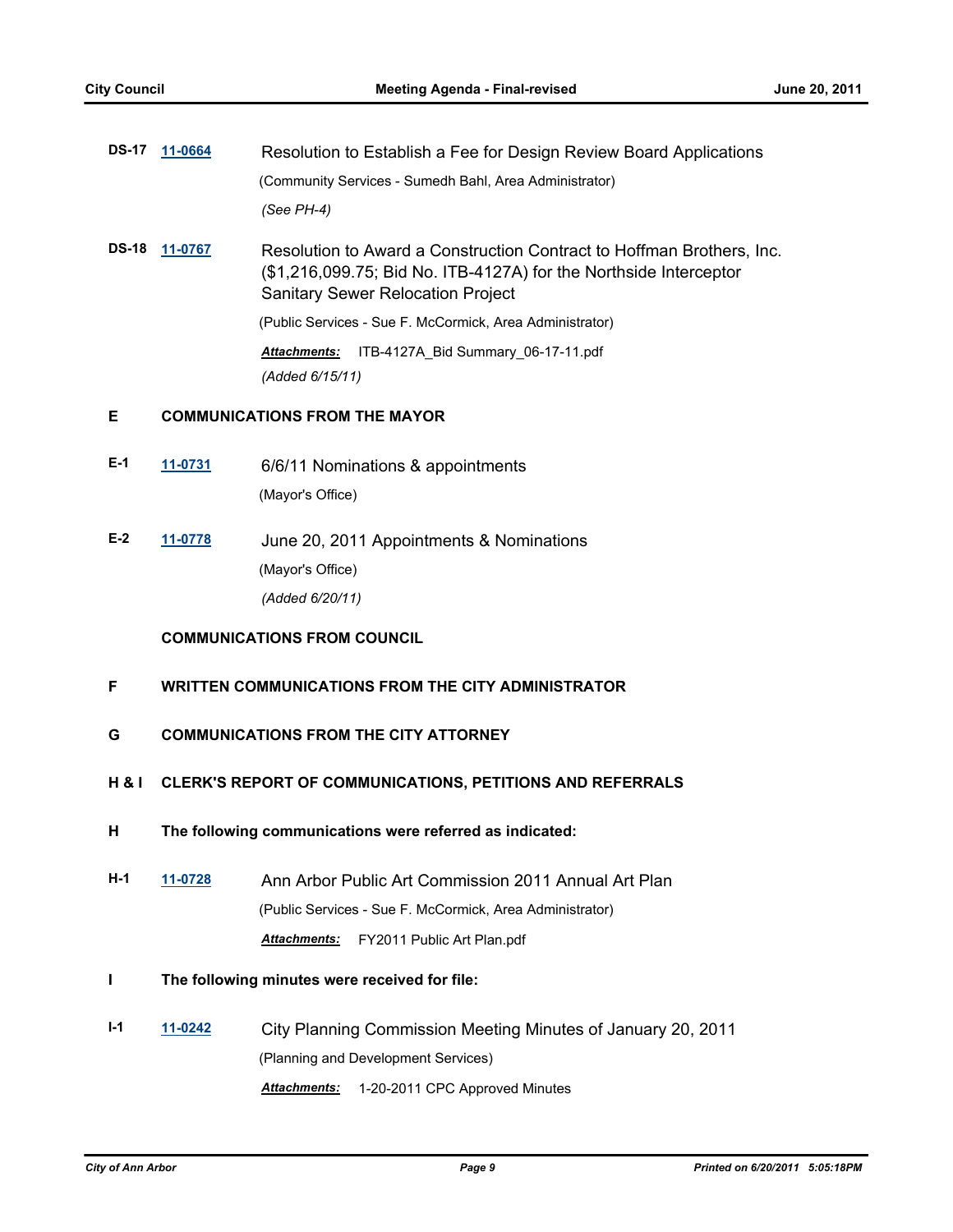**DS-17** **11-0664** Resolution to Establish a Fee for Design Review Board Applications

(Community Services - Sumedh Bahl, Area Administrator)

*(See PH-4)*

**DS-18** **11-0767** Resolution to Award a Construction Contract to Hoffman Brothers, Inc. ($1,216,099.75; Bid No. ITB-4127A) for the Northside Interceptor Sanitary Sewer Relocation Project

(Public Services - Sue F. McCormick, Area Administrator)

***Attachments:*** ITB-4127A_Bid Summary_06-17-11.pdf

*(Added 6/15/11)*

## E COMMUNICATIONS FROM THE MAYOR

**E-1** **11-0731** 6/6/11 Nominations & appointments

(Mayor's Office)

**E-2** **11-0778** June 20, 2011 Appointments & Nominations

(Mayor's Office)

*(Added 6/20/11)*

## COMMUNICATIONS FROM COUNCIL

## F WRITTEN COMMUNICATIONS FROM THE CITY ADMINISTRATOR

## G COMMUNICATIONS FROM THE CITY ATTORNEY

## H & I CLERK'S REPORT OF COMMUNICATIONS, PETITIONS AND REFERRALS

## H The following communications were referred as indicated:

**H-1** **11-0728** Ann Arbor Public Art Commission 2011 Annual Art Plan

(Public Services - Sue F. McCormick, Area Administrator)

***Attachments:*** FY2011 Public Art Plan.pdf

## I The following minutes were received for file:

**I-1** **11-0242** City Planning Commission Meeting Minutes of January 20, 2011

(Planning and Development Services)

***Attachments:*** 1-20-2011 CPC Approved Minutes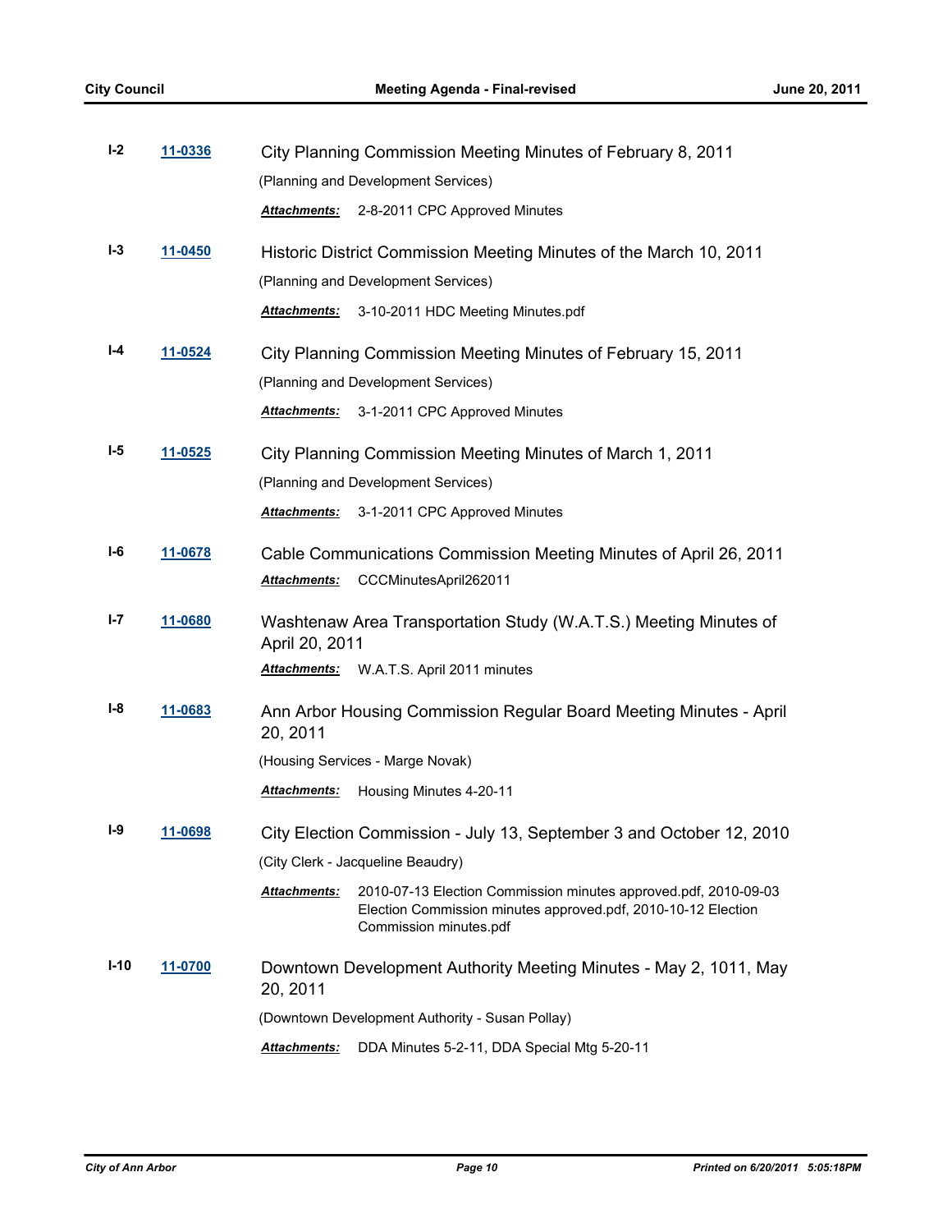**I-2** **11-0336** City Planning Commission Meeting Minutes of February 8, 2011

(Planning and Development Services)

***Attachments:*** 2-8-2011 CPC Approved Minutes

**I-3** **11-0450** Historic District Commission Meeting Minutes of the March 10, 2011

(Planning and Development Services)

***Attachments:*** 3-10-2011 HDC Meeting Minutes.pdf

**I-4** **11-0524** City Planning Commission Meeting Minutes of February 15, 2011

(Planning and Development Services)

***Attachments:*** 3-1-2011 CPC Approved Minutes

**I-5** **11-0525** City Planning Commission Meeting Minutes of March 1, 2011

(Planning and Development Services)

***Attachments:*** 3-1-2011 CPC Approved Minutes

**I-6** **11-0678** Cable Communications Commission Meeting Minutes of April 26, 2011

***Attachments:*** CCCMinutesApril262011

**I-7** **11-0680** Washtenaw Area Transportation Study (W.A.T.S.) Meeting Minutes of April 20, 2011

***Attachments:*** W.A.T.S. April 2011 minutes

**I-8** **11-0683** Ann Arbor Housing Commission Regular Board Meeting Minutes - April 20, 2011

(Housing Services - Marge Novak)

***Attachments:*** Housing Minutes 4-20-11

**I-9** **11-0698** City Election Commission - July 13, September 3 and October 12, 2010

(City Clerk - Jacqueline Beaudry)

***Attachments:*** 2010-07-13 Election Commission minutes approved.pdf, 2010-09-03 Election Commission minutes approved.pdf, 2010-10-12 Election Commission minutes.pdf

**I-10** **11-0700** Downtown Development Authority Meeting Minutes - May 2, 1011, May 20, 2011

(Downtown Development Authority - Susan Pollay)

***Attachments:*** DDA Minutes 5-2-11, DDA Special Mtg 5-20-11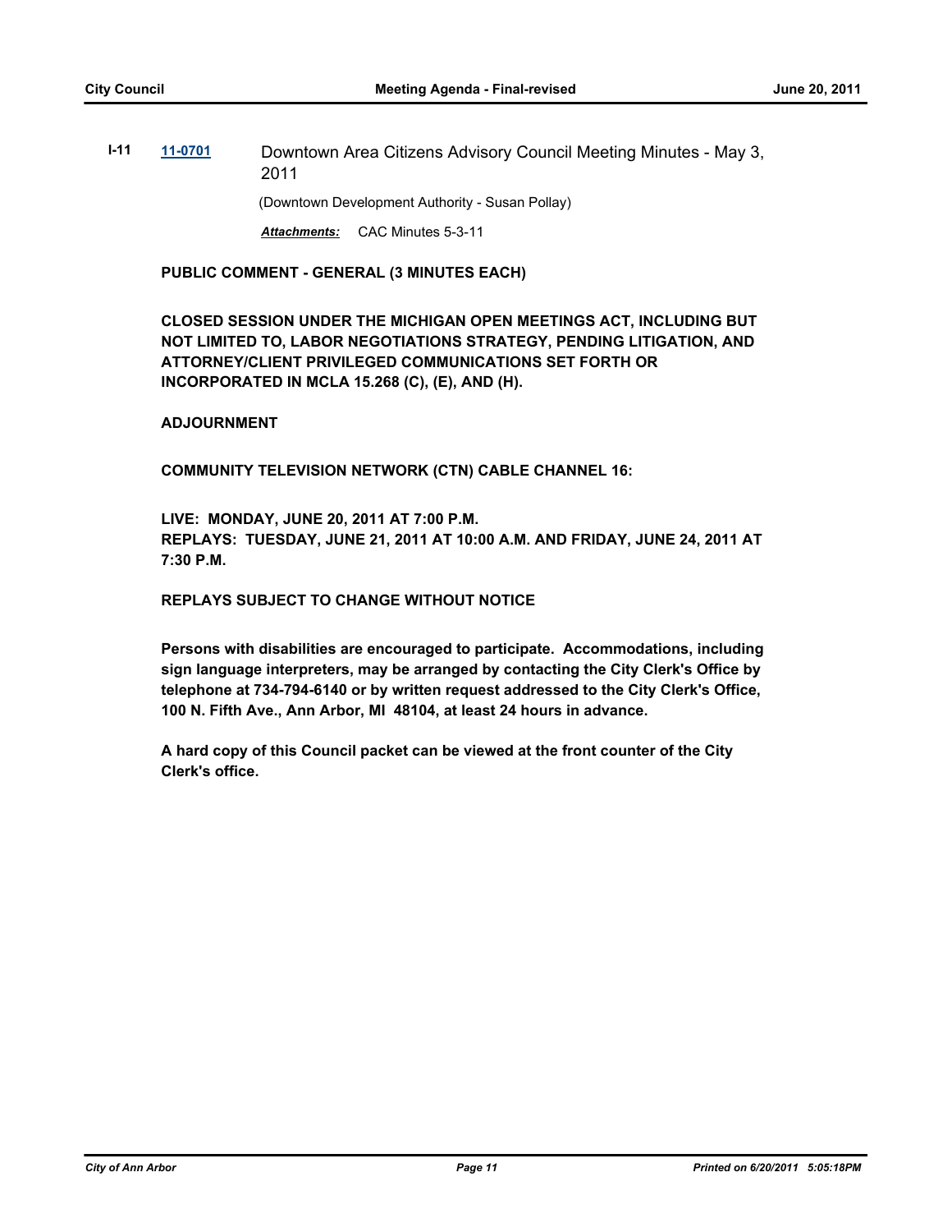**I-11** **11-0701** Downtown Area Citizens Advisory Council Meeting Minutes - May 3, 2011

(Downtown Development Authority - Susan Pollay)

***Attachments:*** CAC Minutes 5-3-11

**PUBLIC COMMENT - GENERAL (3 MINUTES EACH)**

**CLOSED SESSION UNDER THE MICHIGAN OPEN MEETINGS ACT, INCLUDING BUT NOT LIMITED TO, LABOR NEGOTIATIONS STRATEGY, PENDING LITIGATION, AND ATTORNEY/CLIENT PRIVILEGED COMMUNICATIONS SET FORTH OR INCORPORATED IN MCLA 15.268 (C), (E), AND (H).**

**ADJOURNMENT**

**COMMUNITY TELEVISION NETWORK (CTN) CABLE CHANNEL 16:**

**LIVE: MONDAY, JUNE 20, 2011 AT 7:00 P.M.**
**REPLAYS: TUESDAY, JUNE 21, 2011 AT 10:00 A.M. AND FRIDAY, JUNE 24, 2011 AT 7:30 P.M.**

**REPLAYS SUBJECT TO CHANGE WITHOUT NOTICE**

**Persons with disabilities are encouraged to participate. Accommodations, including sign language interpreters, may be arranged by contacting the City Clerk's Office by telephone at 734-794-6140 or by written request addressed to the City Clerk's Office, 100 N. Fifth Ave., Ann Arbor, MI 48104, at least 24 hours in advance.**

**A hard copy of this Council packet can be viewed at the front counter of the City Clerk's office.**